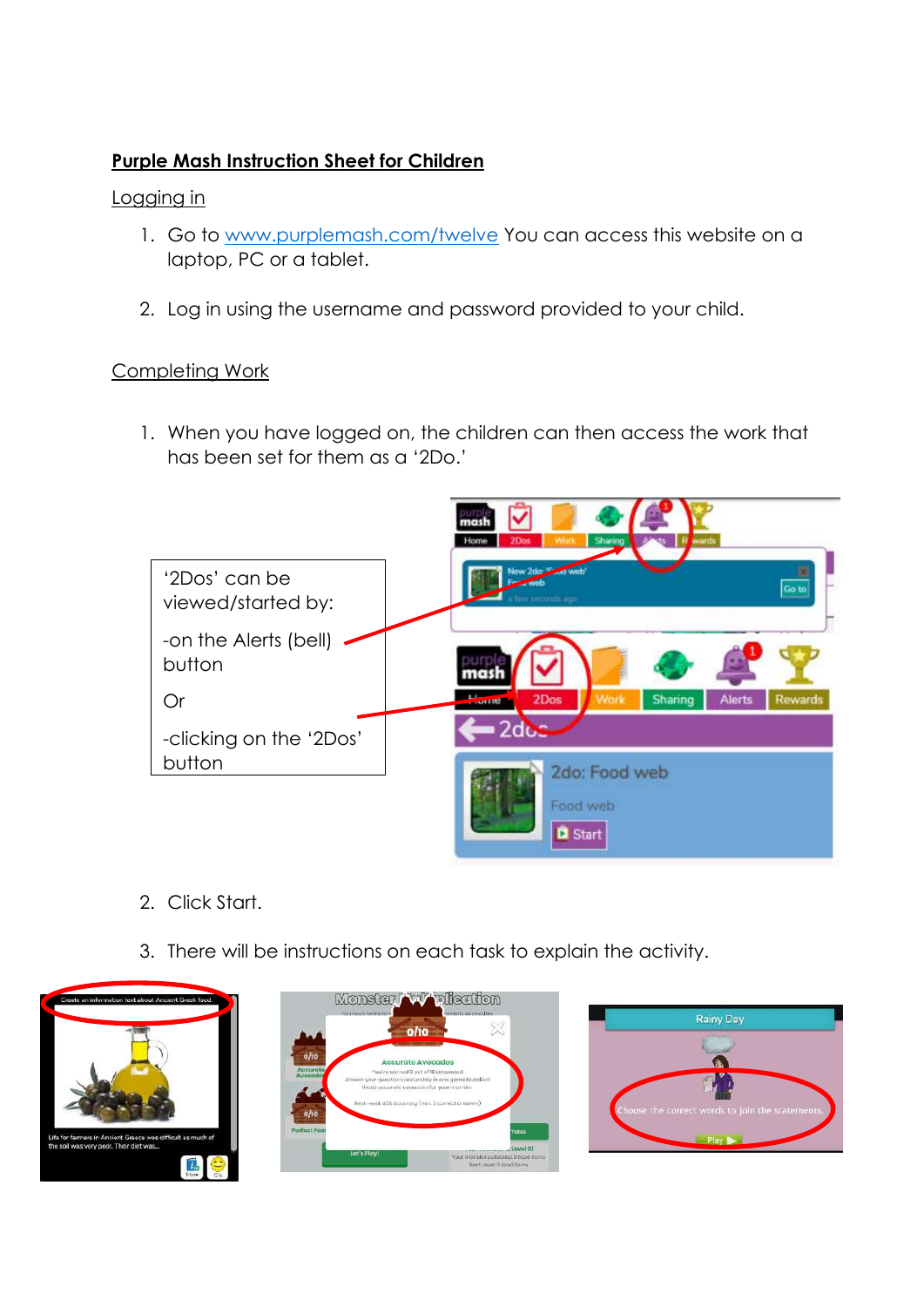# Purple Mash Instruction Sheet for Children

## Logging in

1. Go to www.purplemash.com/twelve You can access this website on a laptop, PC or a tablet.

2. Log in using the username and password provided to your child.

## Completing Work

1. When you have logged on, the children can then access the work that has been set for them as a '2Do.'

'2Dos' can be viewed/started by:

-on the Alerts (bell) button

Or

-clicking on the '2Dos' button

2. Click Start.

3. There will be instructions on each task to explain the activity.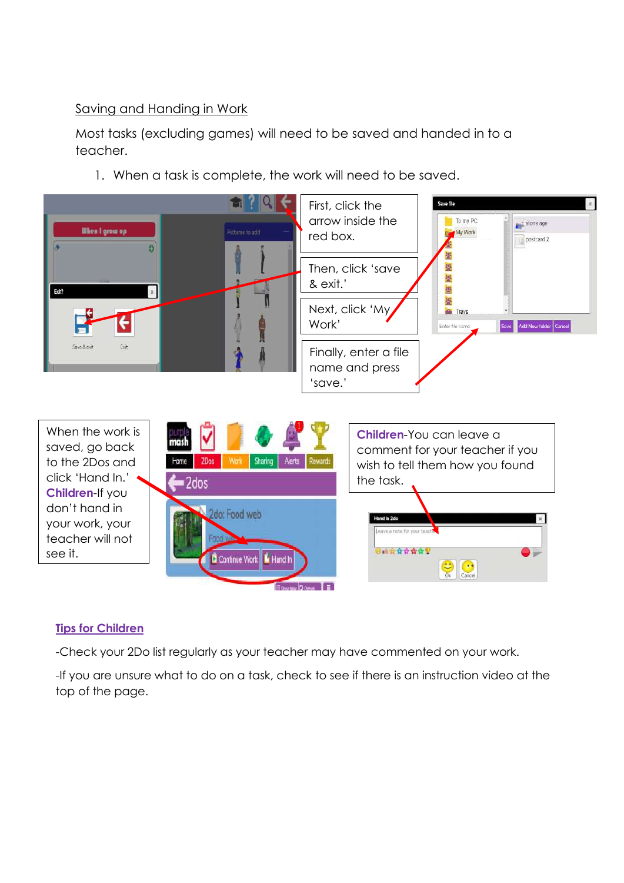## Saving and Handing in Work

Most tasks (excluding games) will need to be saved and handed in to a teacher.

1. When a task is complete, the work will need to be saved.

First, click the arrow inside the red box.

Then, click 'save & exit.'

Next, click 'My Work'

Finally, enter a file name and press 'save.'

When the work is saved, go back to the 2Dos and click 'Hand In.' **Children**-If you don't hand in your work, your teacher will not see it.

**Children**-You can leave a comment for your teacher if you wish to tell them how you found the task.

### Tips for Children

-Check your 2Do list regularly as your teacher may have commented on your work.

-If you are unsure what to do on a task, check to see if there is an instruction video at the top of the page.